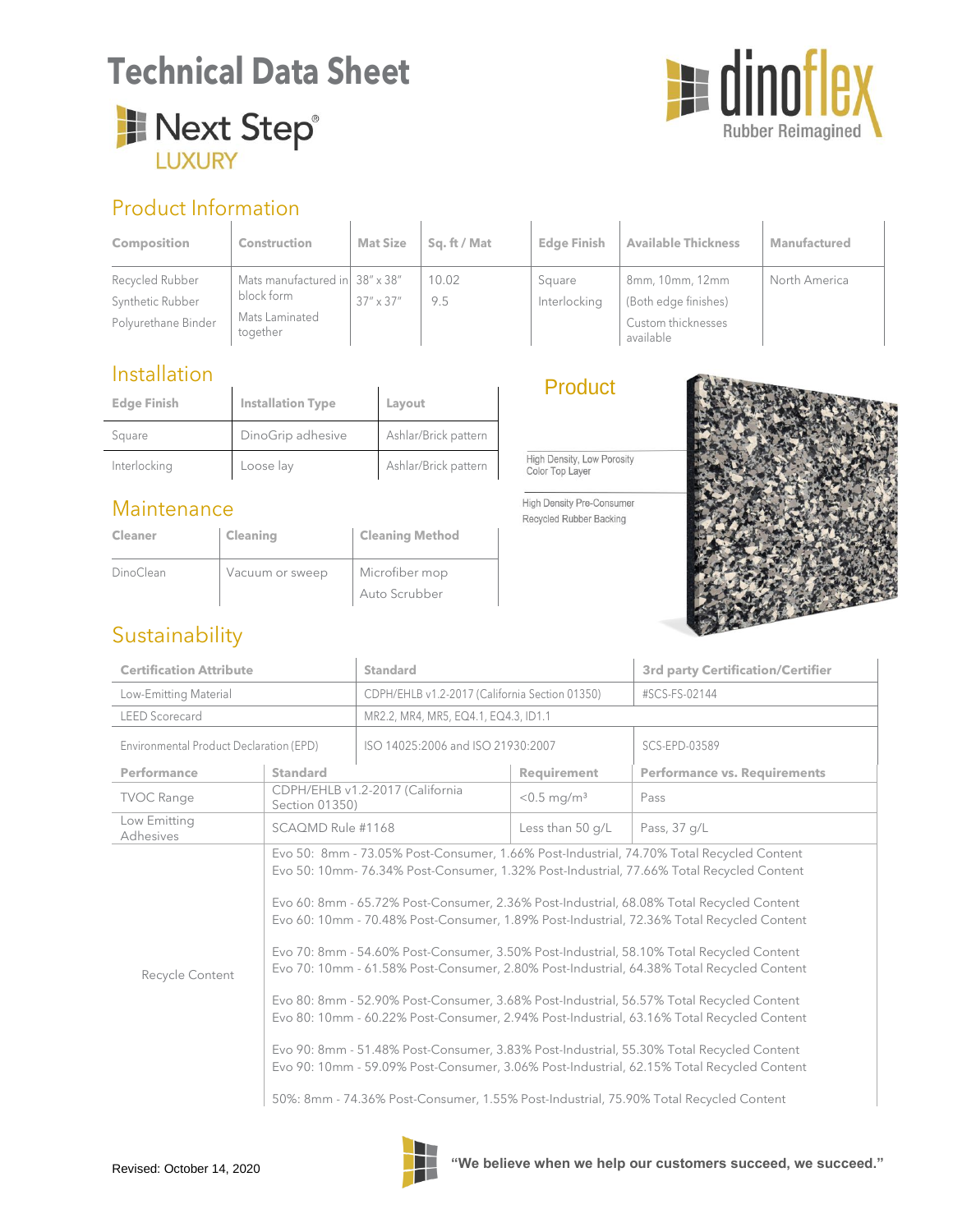# Technical Data Sheet

## Next Step® LUXURY

dinoflex
Rubber Reimagined

## Product Information

| Composition | Construction | Mat Size | Sq. ft / Mat | Edge Finish | Available Thickness | Manufactured |
|---|---|---|---|---|---|---|
| Recycled Rubber<br>Synthetic Rubber<br>Polyurethane Binder | Mats manufactured in block form<br>Mats Laminated together | 38" x 38"<br>37" x 37" | 10.02<br>9.5 | Square<br>Interlocking | 8mm, 10mm, 12mm<br>(Both edge finishes)<br>Custom thicknesses available | North America |

## Installation

| Edge Finish | Installation Type | Layout |
|---|---|---|
| Square | DinoGrip adhesive | Ashlar/Brick pattern |
| Interlocking | Loose lay | Ashlar/Brick pattern |

## Product

High Density, Low Porosity Color Top Layer

High Density Pre-Consumer Recycled Rubber Backing

## Maintenance

| Cleaner | Cleaning | Cleaning Method |
|---|---|---|
| DinoClean | Vacuum or sweep | Microfiber mop<br>Auto Scrubber |

## Sustainability

| Certification Attribute | Standard | 3rd party Certification/Certifier |
|---|---|---|
| Low-Emitting Material | CDPH/EHLB v1.2-2017 (California Section 01350) | #SCS-FS-02144 |
| LEED Scorecard | MR2.2, MR4, MR5, EQ4.1, EQ4.3, ID1.1 | |
| Environmental Product Declaration (EPD) | ISO 14025:2006 and ISO 21930:2007 | SCS-EPD-03589 |

| Performance | Standard | Requirement | Performance vs. Requirements |
|---|---|---|---|
| TVOC Range | CDPH/EHLB v1.2-2017 (California Section 01350) | <0.5 mg/m³ | Pass |
| Low Emitting Adhesives | SCAQMD Rule #1168 | Less than 50 g/L | Pass, 37 g/L |
| Recycle Content | Evo 50: 8mm - 73.05% Post-Consumer, 1.66% Post-Industrial, 74.70% Total Recycled Content<br>Evo 50: 10mm- 76.34% Post-Consumer, 1.32% Post-Industrial, 77.66% Total Recycled Content<br><br>Evo 60: 8mm - 65.72% Post-Consumer, 2.36% Post-Industrial, 68.08% Total Recycled Content<br>Evo 60: 10mm - 70.48% Post-Consumer, 1.89% Post-Industrial, 72.36% Total Recycled Content<br><br>Evo 70: 8mm - 54.60% Post-Consumer, 3.50% Post-Industrial, 58.10% Total Recycled Content<br>Evo 70: 10mm - 61.58% Post-Consumer, 2.80% Post-Industrial, 64.38% Total Recycled Content<br><br>Evo 80: 8mm - 52.90% Post-Consumer, 3.68% Post-Industrial, 56.57% Total Recycled Content<br>Evo 80: 10mm - 60.22% Post-Consumer, 2.94% Post-Industrial, 63.16% Total Recycled Content<br><br>Evo 90: 8mm - 51.48% Post-Consumer, 3.83% Post-Industrial, 55.30% Total Recycled Content<br>Evo 90: 10mm - 59.09% Post-Consumer, 3.06% Post-Industrial, 62.15% Total Recycled Content<br><br>50%: 8mm - 74.36% Post-Consumer, 1.55% Post-Industrial, 75.90% Total Recycled Content | | |

Revised: October 14, 2020

**"We believe when we help our customers succeed, we succeed."**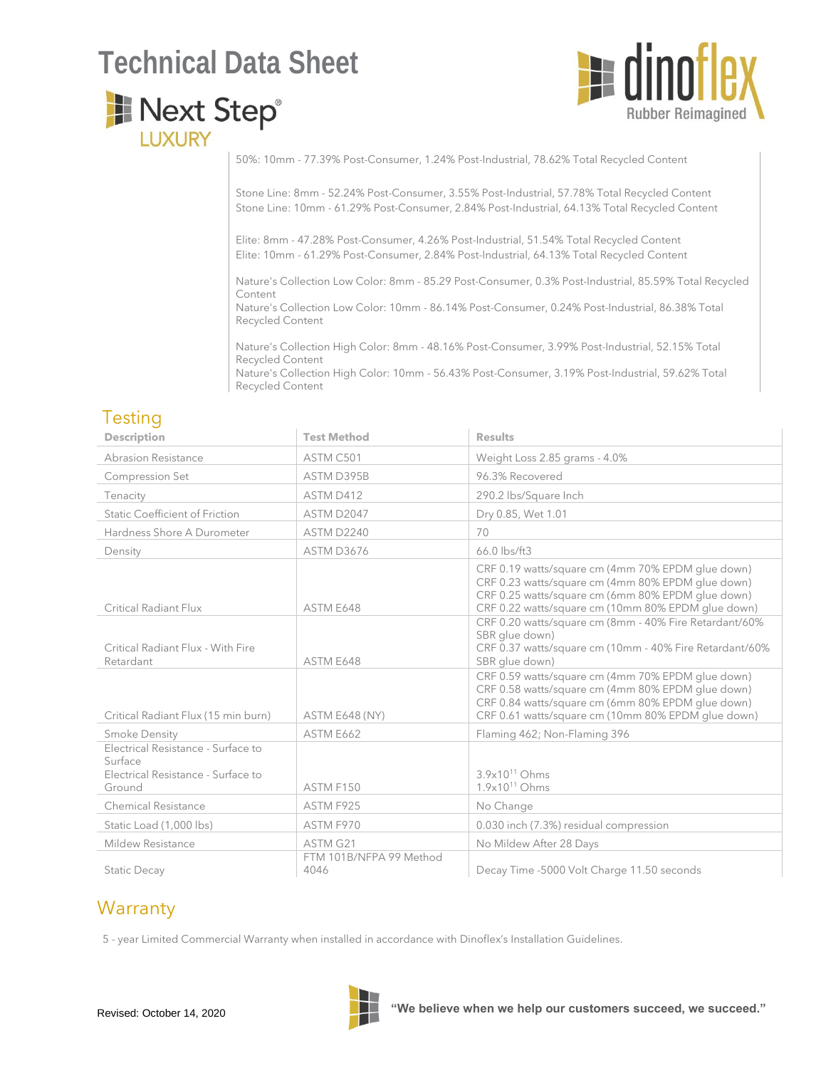# Technical Data Sheet

Next Step® LUXURY

dinoflex Rubber Reimagined

50%: 10mm - 77.39% Post-Consumer, 1.24% Post-Industrial, 78.62% Total Recycled Content

Stone Line: 8mm - 52.24% Post-Consumer, 3.55% Post-Industrial, 57.78% Total Recycled Content
Stone Line: 10mm - 61.29% Post-Consumer, 2.84% Post-Industrial, 64.13% Total Recycled Content

Elite: 8mm - 47.28% Post-Consumer, 4.26% Post-Industrial, 51.54% Total Recycled Content
Elite: 10mm - 61.29% Post-Consumer, 2.84% Post-Industrial, 64.13% Total Recycled Content

Nature's Collection Low Color: 8mm - 85.29 Post-Consumer, 0.3% Post-Industrial, 85.59% Total Recycled Content
Nature's Collection Low Color: 10mm - 86.14% Post-Consumer, 0.24% Post-Industrial, 86.38% Total Recycled Content

Nature's Collection High Color: 8mm - 48.16% Post-Consumer, 3.99% Post-Industrial, 52.15% Total Recycled Content
Nature's Collection High Color: 10mm - 56.43% Post-Consumer, 3.19% Post-Industrial, 59.62% Total Recycled Content

## Testing

| Description | Test Method | Results |
|---|---|---|
| Abrasion Resistance | ASTM C501 | Weight Loss 2.85 grams - 4.0% |
| Compression Set | ASTM D395B | 96.3% Recovered |
| Tenacity | ASTM D412 | 290.2 lbs/Square Inch |
| Static Coefficient of Friction | ASTM D2047 | Dry 0.85, Wet 1.01 |
| Hardness Shore A Durometer | ASTM D2240 | 70 |
| Density | ASTM D3676 | 66.0 lbs/ft3 |
| Critical Radiant Flux | ASTM E648 | CRF 0.19 watts/square cm (4mm 70% EPDM glue down)<br>CRF 0.23 watts/square cm (4mm 80% EPDM glue down)<br>CRF 0.25 watts/square cm (6mm 80% EPDM glue down)<br>CRF 0.22 watts/square cm (10mm 80% EPDM glue down) |
| Critical Radiant Flux - With Fire Retardant | ASTM E648 | CRF 0.20 watts/square cm (8mm - 40% Fire Retardant/60% SBR glue down)<br>CRF 0.37 watts/square cm (10mm - 40% Fire Retardant/60% SBR glue down) |
| Critical Radiant Flux (15 min burn) | ASTM E648 (NY) | CRF 0.59 watts/square cm (4mm 70% EPDM glue down)<br>CRF 0.58 watts/square cm (4mm 80% EPDM glue down)<br>CRF 0.84 watts/square cm (6mm 80% EPDM glue down)<br>CRF 0.61 watts/square cm (10mm 80% EPDM glue down) |
| Smoke Density | ASTM E662 | Flaming 462; Non-Flaming 396 |
| Electrical Resistance - Surface to Surface<br>Electrical Resistance - Surface to Ground | ASTM F150 | $3.9 \times 10^{11}$ Ohms<br>$1.9 \times 10^{11}$ Ohms |
| Chemical Resistance | ASTM F925 | No Change |
| Static Load (1,000 lbs) | ASTM F970 | 0.030 inch (7.3%) residual compression |
| Mildew Resistance | ASTM G21 | No Mildew After 28 Days |
| Static Decay | FTM 101B/NFPA 99 Method 4046 | Decay Time -5000 Volt Charge 11.50 seconds |

## Warranty

5 - year Limited Commercial Warranty when installed in accordance with Dinoflex's Installation Guidelines.

Revised: October 14, 2020

**"We believe when we help our customers succeed, we succeed."**